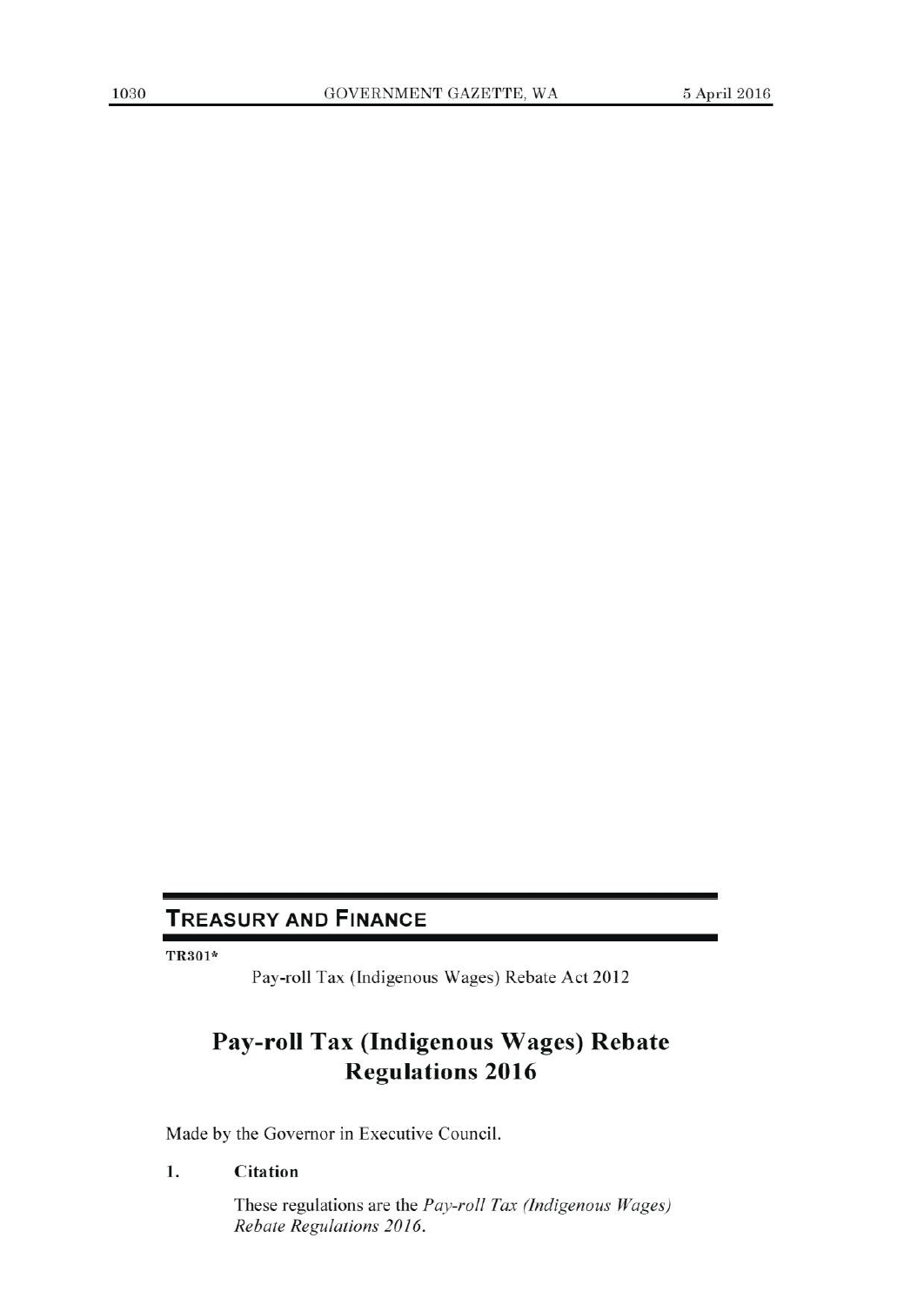## TREASURY AND FINANCE

**TR301***

Pay-roll Tax (Indigenous Wages) Rebate Act 2012

# Pay-roll Tax (Indigenous Wages) Rebate Regulations 2016

Made by the Governor in Executive Council.

**1. Citation**

These regulations are the *Pay-roll Tax (Indigenous Wages) Rebate Regulations 2016*.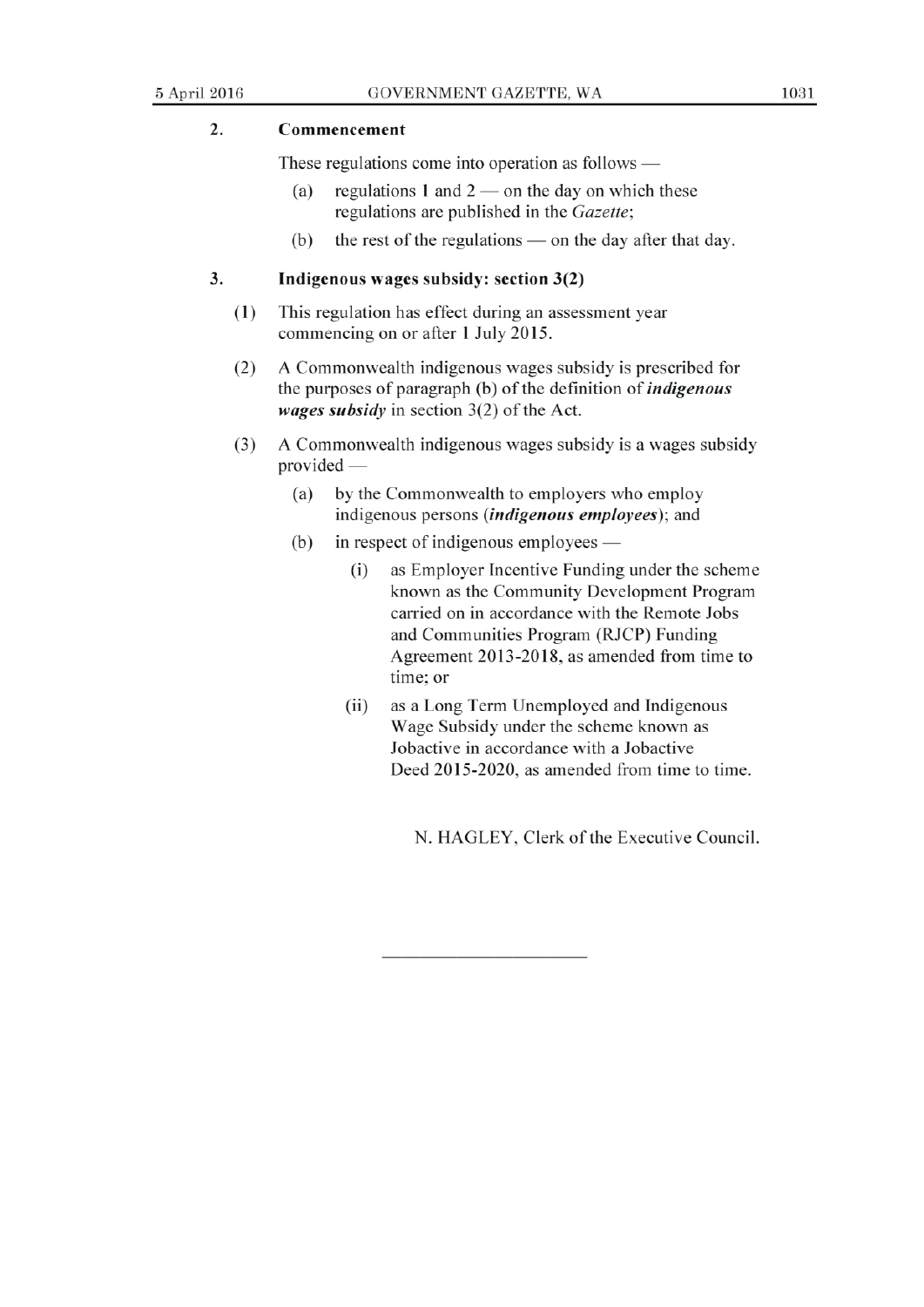## 2. Commencement

These regulations come into operation as follows —

(a) regulations 1 and 2 — on the day on which these regulations are published in the *Gazette*;

(b) the rest of the regulations — on the day after that day.

## 3. Indigenous wages subsidy: section 3(2)

(1) This regulation has effect during an assessment year commencing on or after 1 July 2015.

(2) A Commonwealth indigenous wages subsidy is prescribed for the purposes of paragraph (b) of the definition of ***indigenous wages subsidy*** in section 3(2) of the Act.

(3) A Commonwealth indigenous wages subsidy is a wages subsidy provided —

(a) by the Commonwealth to employers who employ indigenous persons (***indigenous employees***); and

(b) in respect of indigenous employees —

(i) as Employer Incentive Funding under the scheme known as the Community Development Program carried on in accordance with the Remote Jobs and Communities Program (RJCP) Funding Agreement 2013-2018, as amended from time to time; or

(ii) as a Long Term Unemployed and Indigenous Wage Subsidy under the scheme known as Jobactive in accordance with a Jobactive Deed 2015-2020, as amended from time to time.

N. HAGLEY, Clerk of the Executive Council.

---